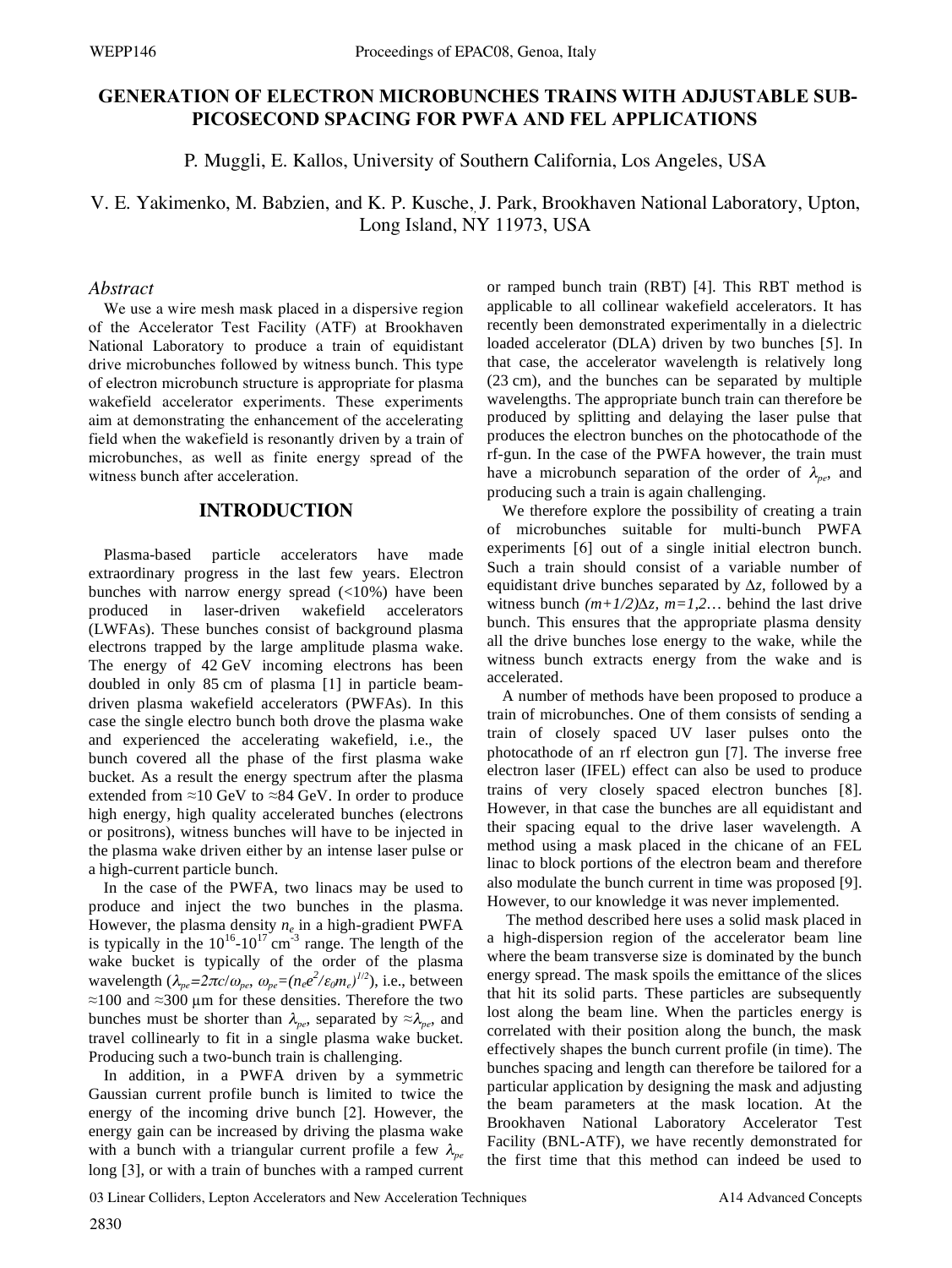# GENERATION OF ELECTRON MICROBUNCHES TRAINS WITH ADJUSTABLE SUB-PICOSECOND SPACING FOR PWFA AND FEL APPLICATIONS

P. Muggli, E. Kallos, University of Southern California, Los Angeles, USA

V. E. Yakimenko, M. Babzien, and K. P. Kusche, J. Park, Brookhaven National Laboratory, Upton, Long Island, NY 11973, USA

## *Abstract*

We use a wire mesh mask placed in a dispersive region of the Accelerator Test Facility (ATF) at Brookhaven National Laboratory to produce a train of equidistant drive microbunches followed by witness bunch. This type of electron microbunch structure is appropriate for plasma wakefield accelerator experiments. These experiments aim at demonstrating the enhancement of the accelerating field when the wakefield is resonantly driven by a train of microbunches, as well as finite energy spread of the witness bunch after acceleration.

## INTRODUCTION

Plasma-based particle accelerators have made extraordinary progress in the last few years. Electron bunches with narrow energy spread (<10%) have been produced in laser-driven wakefield accelerators (LWFAs). These bunches consist of background plasma electrons trapped by the large amplitude plasma wake. The energy of 42 GeV incoming electrons has been doubled in only 85 cm of plasma [1] in particle beam-driven plasma wakefield accelerators (PWFAs). In this case the single electro bunch both drove the plasma wake and experienced the accelerating wakefield, i.e., the bunch covered all the phase of the first plasma wake bucket. As a result the energy spectrum after the plasma extended from ≈10 GeV to ≈84 GeV. In order to produce high energy, high quality accelerated bunches (electrons or positrons), witness bunches will have to be injected in the plasma wake driven either by an intense laser pulse or a high-current particle bunch.

In the case of the PWFA, two linacs may be used to produce and inject the two bunches in the plasma. However, the plasma density $n_e$ in a high-gradient PWFA is typically in the $10^{16}$-$10^{17}$ cm$^{-3}$ range. The length of the wake bucket is typically of the order of the plasma wavelength ($\lambda_{pe}=2\pi c/\omega_{pe}$, $\omega_{pe}=(n_e e^2/\varepsilon_0 m_e)^{1/2}$), i.e., between ≈100 and ≈300 μm for these densities. Therefore the two bunches must be shorter than $\lambda_{pe}$, separated by $\approx\lambda_{pe}$, and travel collinearly to fit in a single plasma wake bucket. Producing such a two-bunch train is challenging.

In addition, in a PWFA driven by a symmetric Gaussian current profile bunch is limited to twice the energy of the incoming drive bunch [2]. However, the energy gain can be increased by driving the plasma wake with a bunch with a triangular current profile a few $\lambda_{pe}$ long [3], or with a train of bunches with a ramped current or ramped bunch train (RBT) [4]. This RBT method is applicable to all collinear wakefield accelerators. It has recently been demonstrated experimentally in a dielectric loaded accelerator (DLA) driven by two bunches [5]. In that case, the accelerator wavelength is relatively long (23 cm), and the bunches can be separated by multiple wavelengths. The appropriate bunch train can therefore be produced by splitting and delaying the laser pulse that produces the electron bunches on the photocathode of the rf-gun. In the case of the PWFA however, the train must have a microbunch separation of the order of $\lambda_{pe}$, and producing such a train is again challenging.

We therefore explore the possibility of creating a train of microbunches suitable for multi-bunch PWFA experiments [6] out of a single initial electron bunch. Such a train should consist of a variable number of equidistant drive bunches separated by $\Delta z$, followed by a witness bunch $(m+1/2)\Delta z$, $m=1,2\ldots$ behind the last drive bunch. This ensures that the appropriate plasma density all the drive bunches lose energy to the wake, while the witness bunch extracts energy from the wake and is accelerated.

A number of methods have been proposed to produce a train of microbunches. One of them consists of sending a train of closely spaced UV laser pulses onto the photocathode of an rf electron gun [7]. The inverse free electron laser (IFEL) effect can also be used to produce trains of very closely spaced electron bunches [8]. However, in that case the bunches are all equidistant and their spacing equal to the drive laser wavelength. A method using a mask placed in the chicane of an FEL linac to block portions of the electron beam and therefore also modulate the bunch current in time was proposed [9]. However, to our knowledge it was never implemented.

The method described here uses a solid mask placed in a high-dispersion region of the accelerator beam line where the beam transverse size is dominated by the bunch energy spread. The mask spoils the emittance of the slices that hit its solid parts. These particles are subsequently lost along the beam line. When the particles energy is correlated with their position along the bunch, the mask effectively shapes the bunch current profile (in time). The bunches spacing and length can therefore be tailored for a particular application by designing the mask and adjusting the beam parameters at the mask location. At the Brookhaven National Laboratory Accelerator Test Facility (BNL-ATF), we have recently demonstrated for the first time that this method can indeed be used to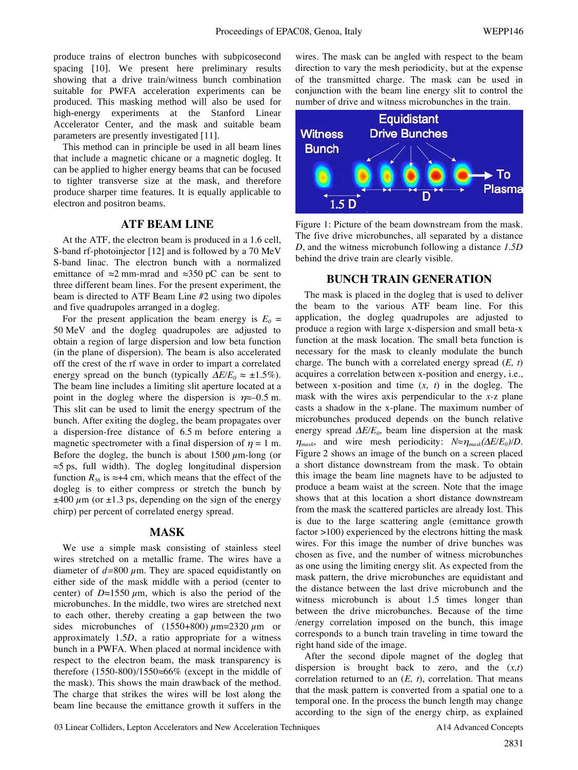produce trains of electron bunches with subpicosecond spacing [10]. We present here preliminary results showing that a drive train/witness bunch combination suitable for PWFA acceleration experiments can be produced. This masking method will also be used for high-energy experiments at the Stanford Linear Accelerator Center, and the mask and suitable beam parameters are presently investigated [11].

This method can in principle be used in all beam lines that include a magnetic chicane or a magnetic dogleg. It can be applied to higher energy beams that can be focused to tighter transverse size at the mask, and therefore produce sharper time features. It is equally applicable to electron and positron beams.

## ATF BEAM LINE

At the ATF, the electron beam is produced in a 1.6 cell, S-band rf-photoinjector [12] and is followed by a 70 MeV S-band linac. The electron bunch with a normalized emittance of ≈2 mm-mrad and ≈350 pC can be sent to three different beam lines. For the present experiment, the beam is directed to ATF Beam Line #2 using two dipoles and five quadrupoles arranged in a dogleg.

For the present application the beam energy is $E_0$ = 50 MeV and the dogleg quadrupoles are adjusted to obtain a region of large dispersion and low beta function (in the plane of dispersion). The beam is also accelerated off the crest of the rf wave in order to impart a correlated energy spread on the bunch (typically $\Delta E/E_0 \approx \pm 1.5\%$). The beam line includes a limiting slit aperture located at a point in the dogleg where the dispersion is $\eta \approx -0.5$ m. This slit can be used to limit the energy spectrum of the bunch. After exiting the dogleg, the bunch propagates over a dispersion-free distance of 6.5 m before entering a magnetic spectrometer with a final dispersion of $\eta = 1$ m. Before the dogleg, the bunch is about 1500 $\mu$m-long (or ≈5 ps, full width). The dogleg longitudinal dispersion function $R_{56}$ is ≈+4 cm, which means that the effect of the dogleg is to either compress or stretch the bunch by ±400 $\mu$m (or ±1.3 ps, depending on the sign of the energy chirp) per percent of correlated energy spread.

## MASK

We use a simple mask consisting of stainless steel wires stretched on a metallic frame. The wires have a diameter of $d$=800 $\mu$m. They are spaced equidistantly on either side of the mask middle with a period (center to center) of $D$≈1550 $\mu$m, which is also the period of the microbunches. In the middle, two wires are stretched next to each other, thereby creating a gap between the two sides microbunches of (1550+800) $\mu$m=2320 $\mu$m or approximately 1.5$D$, a ratio appropriate for a witness bunch in a PWFA. When placed at normal incidence with respect to the electron beam, the mask transparency is therefore (1550-800)/1550≈66% (except in the middle of the mask). This shows the main drawback of the method. The charge that strikes the wires will be lost along the beam line because the emittance growth it suffers in the wires. The mask can be angled with respect to the beam direction to vary the mesh periodicity, but at the expense of the transmitted charge. The mask can be used in conjunction with the beam line energy slit to control the number of drive and witness microbunches in the train.

Figure 1: Picture of the beam downstream from the mask. The five drive microbunches, all separated by a distance $D$, and the witness microbunch following a distance $1.5D$ behind the drive train are clearly visible.

## BUNCH TRAIN GENERATION

The mask is placed in the dogleg that is used to deliver the beam to the various ATF beam line. For this application, the dogleg quadrupoles are adjusted to produce a region with large x-dispersion and small beta-x function at the mask location. The small beta function is necessary for the mask to cleanly modulate the bunch charge. The bunch with a correlated energy spread ($E$, $t$) acquires a correlation between x-position and energy, i.e., between x-position and time ($x$, $t$) in the dogleg. The mask with the wires axis perpendicular to the $x$-$z$ plane casts a shadow in the x-plane. The maximum number of microbunches produced depends on the bunch relative energy spread $\Delta E/E_0$, beam line dispersion at the mask $\eta_{mask}$, and wire mesh periodicity: $N \approx \eta_{mask}(\Delta E/E_0)/D$. Figure 2 shows an image of the bunch on a screen placed a short distance downstream from the mask. To obtain this image the beam line magnets have to be adjusted to produce a beam waist at the screen. Note that the image shows that at this location a short distance downstream from the mask the scattered particles are already lost. This is due to the large scattering angle (emittance growth factor >100) experienced by the electrons hitting the mask wires. For this image the number of drive bunches was chosen as five, and the number of witness microbunches as one using the limiting energy slit. As expected from the mask pattern, the drive microbunches are equidistant and the distance between the last drive microbunch and the witness microbunch is about 1.5 times longer than between the drive microbunches. Because of the time /energy correlation imposed on the bunch, this image corresponds to a bunch train traveling in time toward the right hand side of the image.

After the second dipole magnet of the dogleg that dispersion is brought back to zero, and the ($x$,$t$) correlation returned to an ($E$, $t$), correlation. That means that the mask pattern is converted from a spatial one to a temporal one. In the process the bunch length may change according to the sign of the energy chirp, as explained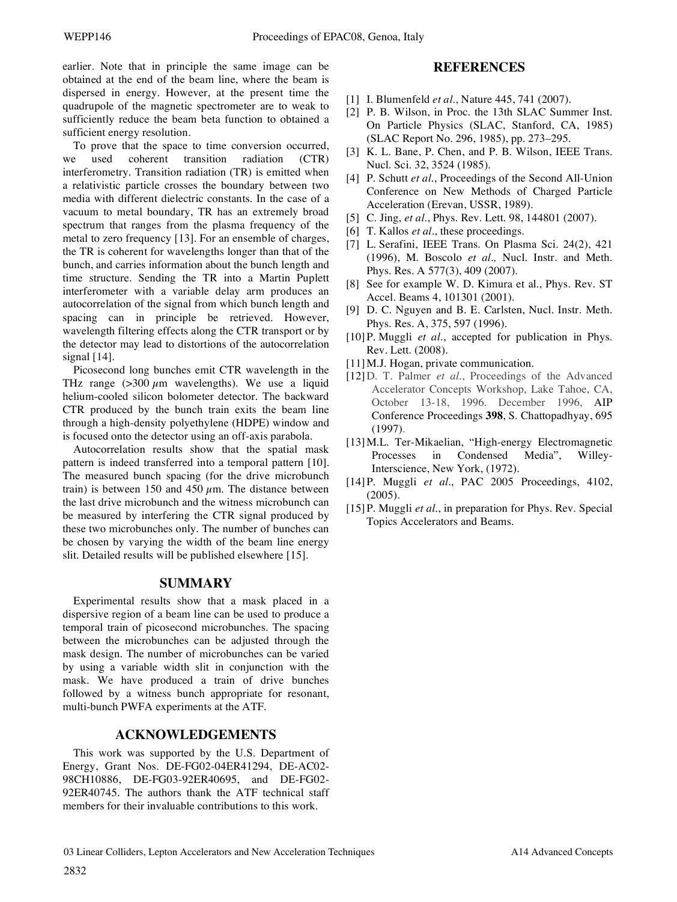earlier. Note that in principle the same image can be obtained at the end of the beam line, where the beam is dispersed in energy. However, at the present time the quadrupole of the magnetic spectrometer are to weak to sufficiently reduce the beam beta function to obtained a sufficient energy resolution.

To prove that the space to time conversion occurred, we used coherent transition radiation (CTR) interferometry. Transition radiation (TR) is emitted when a relativistic particle crosses the boundary between two media with different dielectric constants. In the case of a vacuum to metal boundary, TR has an extremely broad spectrum that ranges from the plasma frequency of the metal to zero frequency [13]. For an ensemble of charges, the TR is coherent for wavelengths longer than that of the bunch, and carries information about the bunch length and time structure. Sending the TR into a Martin Puplett interferometer with a variable delay arm produces an autocorrelation of the signal from which bunch length and spacing can in principle be retrieved. However, wavelength filtering effects along the CTR transport or by the detector may lead to distortions of the autocorrelation signal [14].

Picosecond long bunches emit CTR wavelength in the THz range (>300 $\mu$m wavelengths). We use a liquid helium-cooled silicon bolometer detector. The backward CTR produced by the bunch train exits the beam line through a high-density polyethylene (HDPE) window and is focused onto the detector using an off-axis parabola.

Autocorrelation results show that the spatial mask pattern is indeed transferred into a temporal pattern [10]. The measured bunch spacing (for the drive microbunch train) is between 150 and 450 $\mu$m. The distance between the last drive microbunch and the witness microbunch can be measured by interfering the CTR signal produced by these two microbunches only. The number of bunches can be chosen by varying the width of the beam line energy slit. Detailed results will be published elsewhere [15].

## SUMMARY

Experimental results show that a mask placed in a dispersive region of a beam line can be used to produce a temporal train of picosecond microbunches. The spacing between the microbunches can be adjusted through the mask design. The number of microbunches can be varied by using a variable width slit in conjunction with the mask. We have produced a train of drive bunches followed by a witness bunch appropriate for resonant, multi-bunch PWFA experiments at the ATF.

## ACKNOWLEDGEMENTS

This work was supported by the U.S. Department of Energy, Grant Nos. DE-FG02-04ER41294, DE-AC02-98CH10886, DE-FG03-92ER40695, and DE-FG02-92ER40745. The authors thank the ATF technical staff members for their invaluable contributions to this work.

## REFERENCES

[1] I. Blumenfeld *et al.*, Nature 445, 741 (2007).

[2] P. B. Wilson, in Proc. the 13th SLAC Summer Inst. On Particle Physics (SLAC, Stanford, CA, 1985) (SLAC Report No. 296, 1985), pp. 273–295.

[3] K. L. Bane, P. Chen, and P. B. Wilson, IEEE Trans. Nucl. Sci. 32, 3524 (1985).

[4] P. Schutt *et al.*, Proceedings of the Second All-Union Conference on New Methods of Charged Particle Acceleration (Erevan, USSR, 1989).

[5] C. Jing, *et al.*, Phys. Rev. Lett. 98, 144801 (2007).

[6] T. Kallos *et al*., these proceedings.

[7] L. Serafini, IEEE Trans. On Plasma Sci. 24(2), 421 (1996), M. Boscolo *et al.,* Nucl. Instr. and Meth. Phys. Res. A 577(3), 409 (2007).

[8] See for example W. D. Kimura et al., Phys. Rev. ST Accel. Beams 4, 101301 (2001).

[9] D. C. Nguyen and B. E. Carlsten, Nucl. Instr. Meth. Phys. Res. A, 375, 597 (1996).

[10] P. Muggli *et al.*, accepted for publication in Phys. Rev. Lett. (2008).

[11] M.J. Hogan, private communication.

[12] D. T. Palmer *et al.*, Proceedings of the Advanced Accelerator Concepts Workshop, Lake Tahoe, CA, October 13-18, 1996. December 1996, AIP Conference Proceedings **398**, S. Chattopadhyay, 695 (1997).

[13] M.L. Ter-Mikaelian, "High-energy Electromagnetic Processes in Condensed Media", Willey-Interscience, New York, (1972).

[14] P. Muggli *et al.*, PAC 2005 Proceedings, 4102, (2005).

[15] P. Muggli *et al.*, in preparation for Phys. Rev. Special Topics Accelerators and Beams.